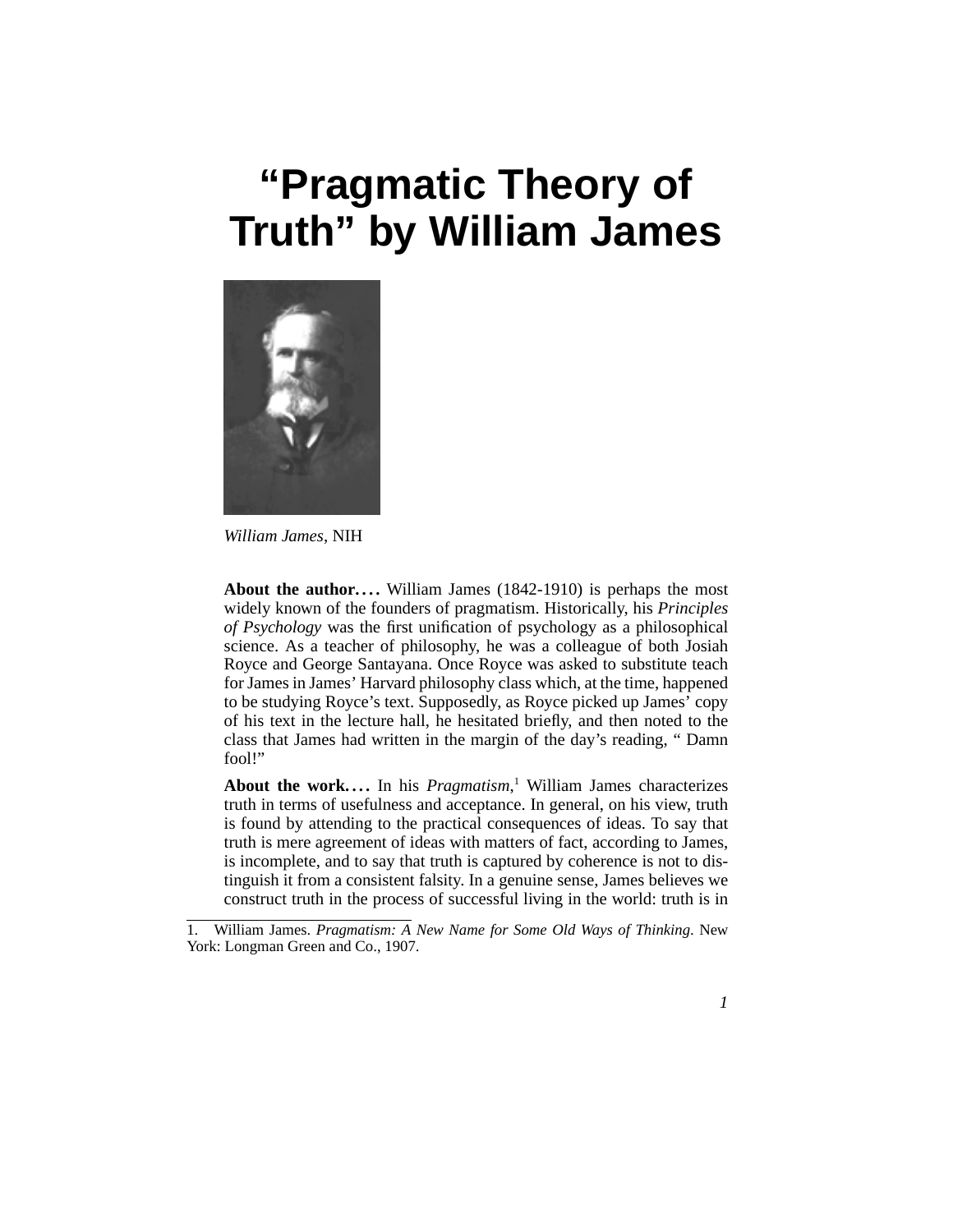# "Pragmatic Theory of Truth" by William James

*William James*, NIH

**About the author. . . .** William James (1842-1910) is perhaps the most widely known of the founders of pragmatism. Historically, his *Principles of Psychology* was the first unification of psychology as a philosophical science. As a teacher of philosophy, he was a colleague of both Josiah Royce and George Santayana. Once Royce was asked to substitute teach for James in James' Harvard philosophy class which, at the time, happened to be studying Royce's text. Supposedly, as Royce picked up James' copy of his text in the lecture hall, he hesitated briefly, and then noted to the class that James had written in the margin of the day's reading, " Damn fool!"

**About the work. . . .** In his *Pragmatism*,[1] William James characterizes truth in terms of usefulness and acceptance. In general, on his view, truth is found by attending to the practical consequences of ideas. To say that truth is mere agreement of ideas with matters of fact, according to James, is incomplete, and to say that truth is captured by coherence is not to distinguish it from a consistent falsity. In a genuine sense, James believes we construct truth in the process of successful living in the world: truth is in

1. William James. *Pragmatism: A New Name for Some Old Ways of Thinking*. New York: Longman Green and Co., 1907.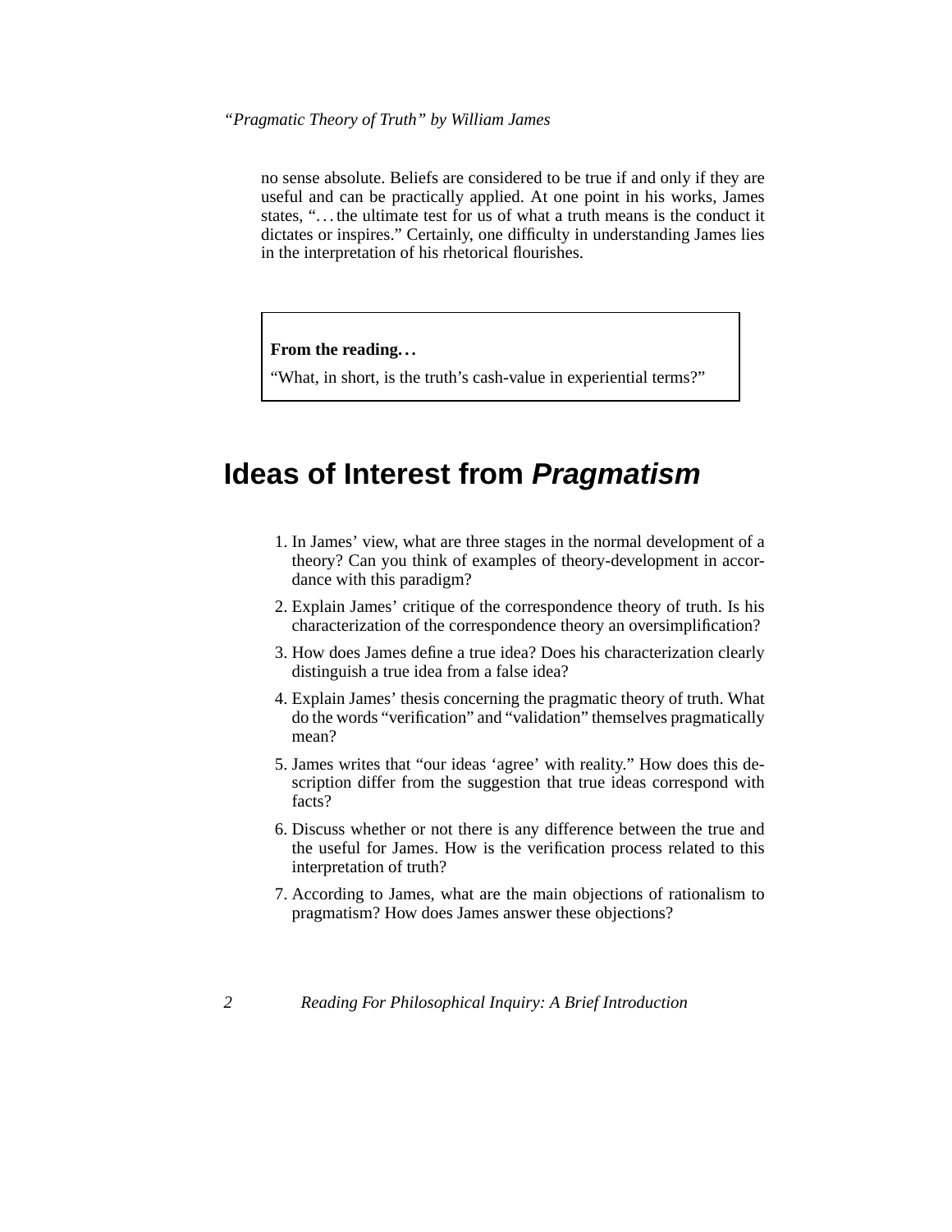no sense absolute. Beliefs are considered to be true if and only if they are useful and can be practically applied. At one point in his works, James states, "…the ultimate test for us of what a truth means is the conduct it dictates or inspires." Certainly, one difficulty in understanding James lies in the interpretation of his rhetorical flourishes.

> **From the reading…**
>
> "What, in short, is the truth's cash-value in experiential terms?"

## Ideas of Interest from *Pragmatism*

1. In James' view, what are three stages in the normal development of a theory? Can you think of examples of theory-development in accordance with this paradigm?
2. Explain James' critique of the correspondence theory of truth. Is his characterization of the correspondence theory an oversimplification?
3. How does James define a true idea? Does his characterization clearly distinguish a true idea from a false idea?
4. Explain James' thesis concerning the pragmatic theory of truth. What do the words "verification" and "validation" themselves pragmatically mean?
5. James writes that "our ideas 'agree' with reality." How does this description differ from the suggestion that true ideas correspond with facts?
6. Discuss whether or not there is any difference between the true and the useful for James. How is the verification process related to this interpretation of truth?
7. According to James, what are the main objections of rationalism to pragmatism? How does James answer these objections?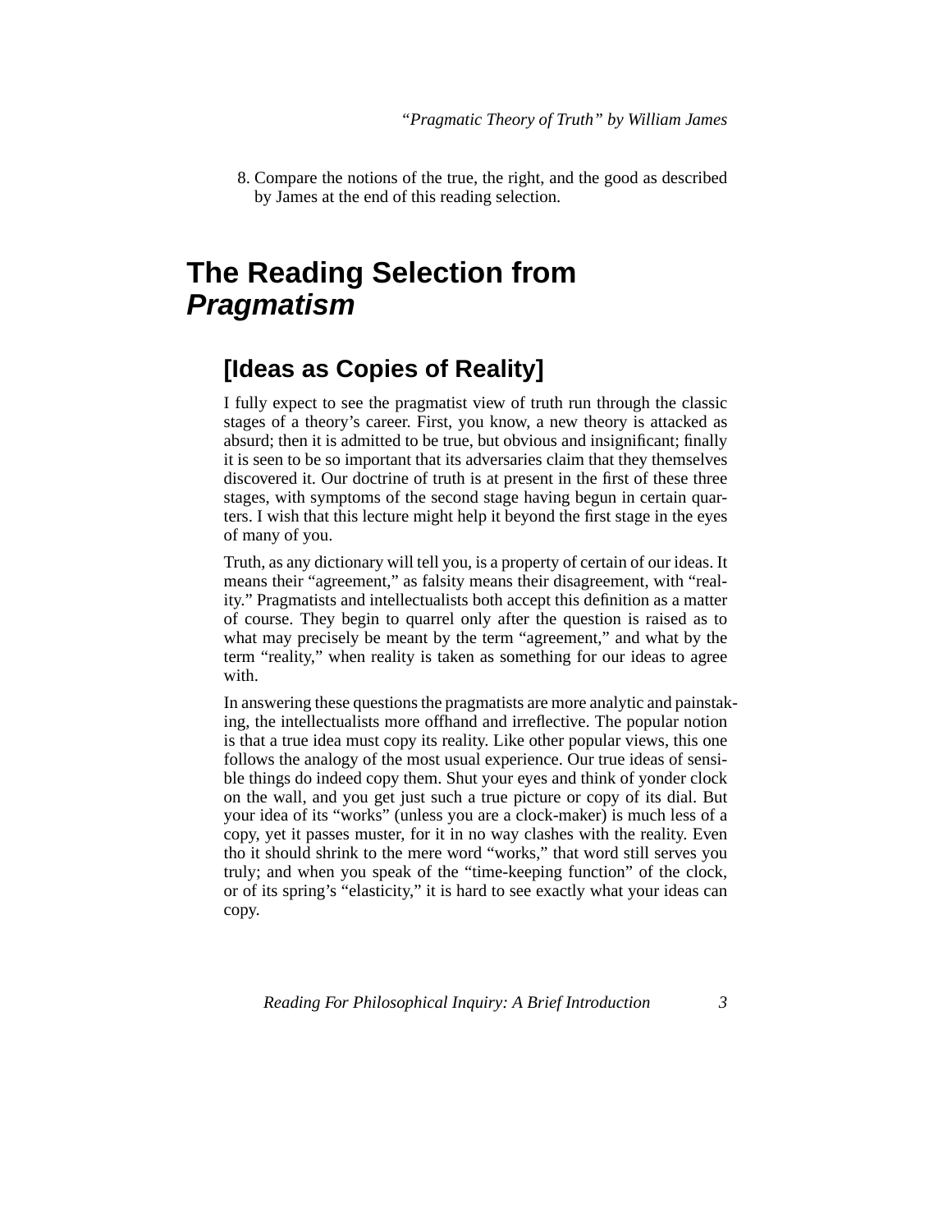8. Compare the notions of the true, the right, and the good as described by James at the end of this reading selection.

## The Reading Selection from *Pragmatism*

### [Ideas as Copies of Reality]

I fully expect to see the pragmatist view of truth run through the classic stages of a theory's career. First, you know, a new theory is attacked as absurd; then it is admitted to be true, but obvious and insignificant; finally it is seen to be so important that its adversaries claim that they themselves discovered it. Our doctrine of truth is at present in the first of these three stages, with symptoms of the second stage having begun in certain quarters. I wish that this lecture might help it beyond the first stage in the eyes of many of you.

Truth, as any dictionary will tell you, is a property of certain of our ideas. It means their "agreement," as falsity means their disagreement, with "reality." Pragmatists and intellectualists both accept this definition as a matter of course. They begin to quarrel only after the question is raised as to what may precisely be meant by the term "agreement," and what by the term "reality," when reality is taken as something for our ideas to agree with.

In answering these questions the pragmatists are more analytic and painstaking, the intellectualists more offhand and irreflective. The popular notion is that a true idea must copy its reality. Like other popular views, this one follows the analogy of the most usual experience. Our true ideas of sensible things do indeed copy them. Shut your eyes and think of yonder clock on the wall, and you get just such a true picture or copy of its dial. But your idea of its "works" (unless you are a clock-maker) is much less of a copy, yet it passes muster, for it in no way clashes with the reality. Even tho it should shrink to the mere word "works," that word still serves you truly; and when you speak of the "time-keeping function" of the clock, or of its spring's "elasticity," it is hard to see exactly what your ideas can copy.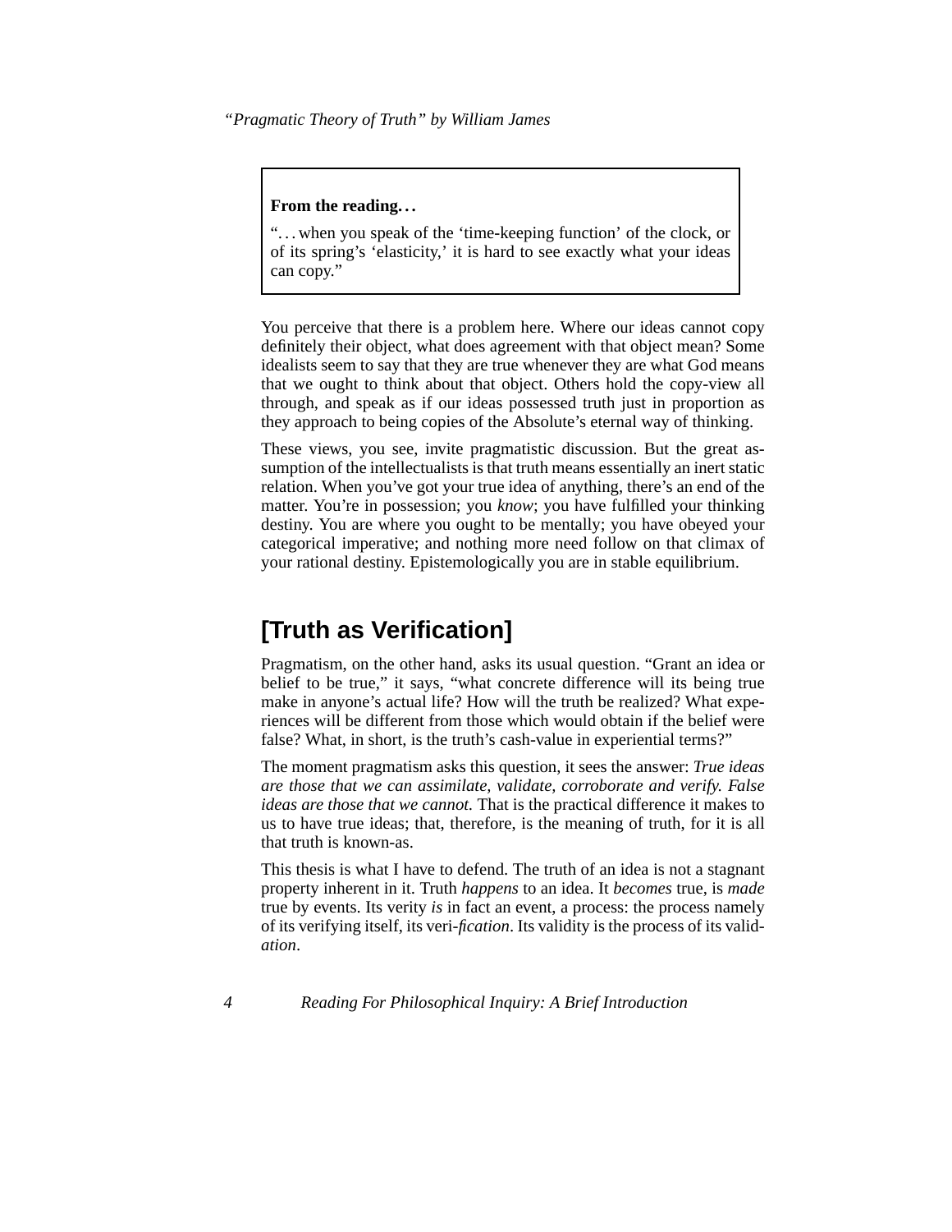**From the reading…**

"…when you speak of the 'time-keeping function' of the clock, or of its spring's 'elasticity,' it is hard to see exactly what your ideas can copy."

You perceive that there is a problem here. Where our ideas cannot copy definitely their object, what does agreement with that object mean? Some idealists seem to say that they are true whenever they are what God means that we ought to think about that object. Others hold the copy-view all through, and speak as if our ideas possessed truth just in proportion as they approach to being copies of the Absolute's eternal way of thinking.

These views, you see, invite pragmatistic discussion. But the great assumption of the intellectualists is that truth means essentially an inert static relation. When you've got your true idea of anything, there's an end of the matter. You're in possession; you *know*; you have fulfilled your thinking destiny. You are where you ought to be mentally; you have obeyed your categorical imperative; and nothing more need follow on that climax of your rational destiny. Epistemologically you are in stable equilibrium.

## [Truth as Verification]

Pragmatism, on the other hand, asks its usual question. "Grant an idea or belief to be true," it says, "what concrete difference will its being true make in anyone's actual life? How will the truth be realized? What experiences will be different from those which would obtain if the belief were false? What, in short, is the truth's cash-value in experiential terms?"

The moment pragmatism asks this question, it sees the answer: *True ideas are those that we can assimilate, validate, corroborate and verify. False ideas are those that we cannot.* That is the practical difference it makes to us to have true ideas; that, therefore, is the meaning of truth, for it is all that truth is known-as.

This thesis is what I have to defend. The truth of an idea is not a stagnant property inherent in it. Truth *happens* to an idea. It *becomes* true, is *made* true by events. Its verity *is* in fact an event, a process: the process namely of its verifying itself, its veri-*fication*. Its validity is the process of its valid-*ation*.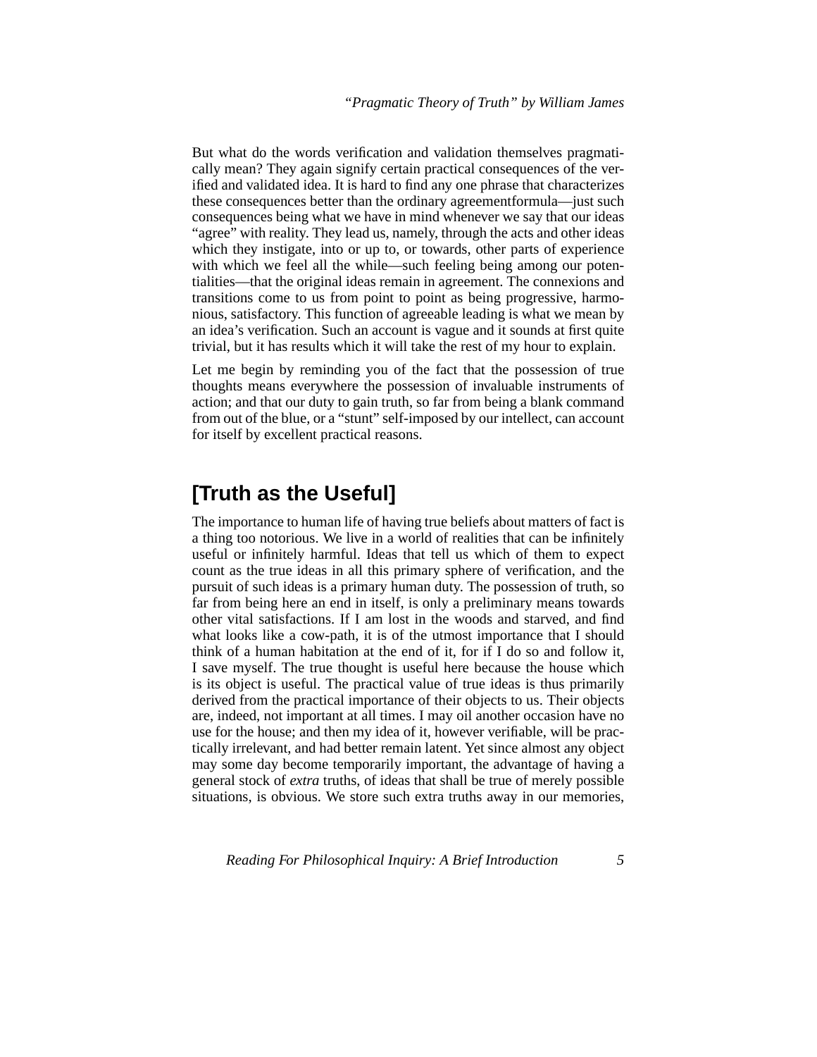But what do the words verification and validation themselves pragmatically mean? They again signify certain practical consequences of the verified and validated idea. It is hard to find any one phrase that characterizes these consequences better than the ordinary agreementformula—just such consequences being what we have in mind whenever we say that our ideas "agree" with reality. They lead us, namely, through the acts and other ideas which they instigate, into or up to, or towards, other parts of experience with which we feel all the while—such feeling being among our potentialities—that the original ideas remain in agreement. The connexions and transitions come to us from point to point as being progressive, harmonious, satisfactory. This function of agreeable leading is what we mean by an idea's verification. Such an account is vague and it sounds at first quite trivial, but it has results which it will take the rest of my hour to explain.

Let me begin by reminding you of the fact that the possession of true thoughts means everywhere the possession of invaluable instruments of action; and that our duty to gain truth, so far from being a blank command from out of the blue, or a "stunt" self-imposed by our intellect, can account for itself by excellent practical reasons.

## [Truth as the Useful]

The importance to human life of having true beliefs about matters of fact is a thing too notorious. We live in a world of realities that can be infinitely useful or infinitely harmful. Ideas that tell us which of them to expect count as the true ideas in all this primary sphere of verification, and the pursuit of such ideas is a primary human duty. The possession of truth, so far from being here an end in itself, is only a preliminary means towards other vital satisfactions. If I am lost in the woods and starved, and find what looks like a cow-path, it is of the utmost importance that I should think of a human habitation at the end of it, for if I do so and follow it, I save myself. The true thought is useful here because the house which is its object is useful. The practical value of true ideas is thus primarily derived from the practical importance of their objects to us. Their objects are, indeed, not important at all times. I may oil another occasion have no use for the house; and then my idea of it, however verifiable, will be practically irrelevant, and had better remain latent. Yet since almost any object may some day become temporarily important, the advantage of having a general stock of *extra* truths, of ideas that shall be true of merely possible situations, is obvious. We store such extra truths away in our memories,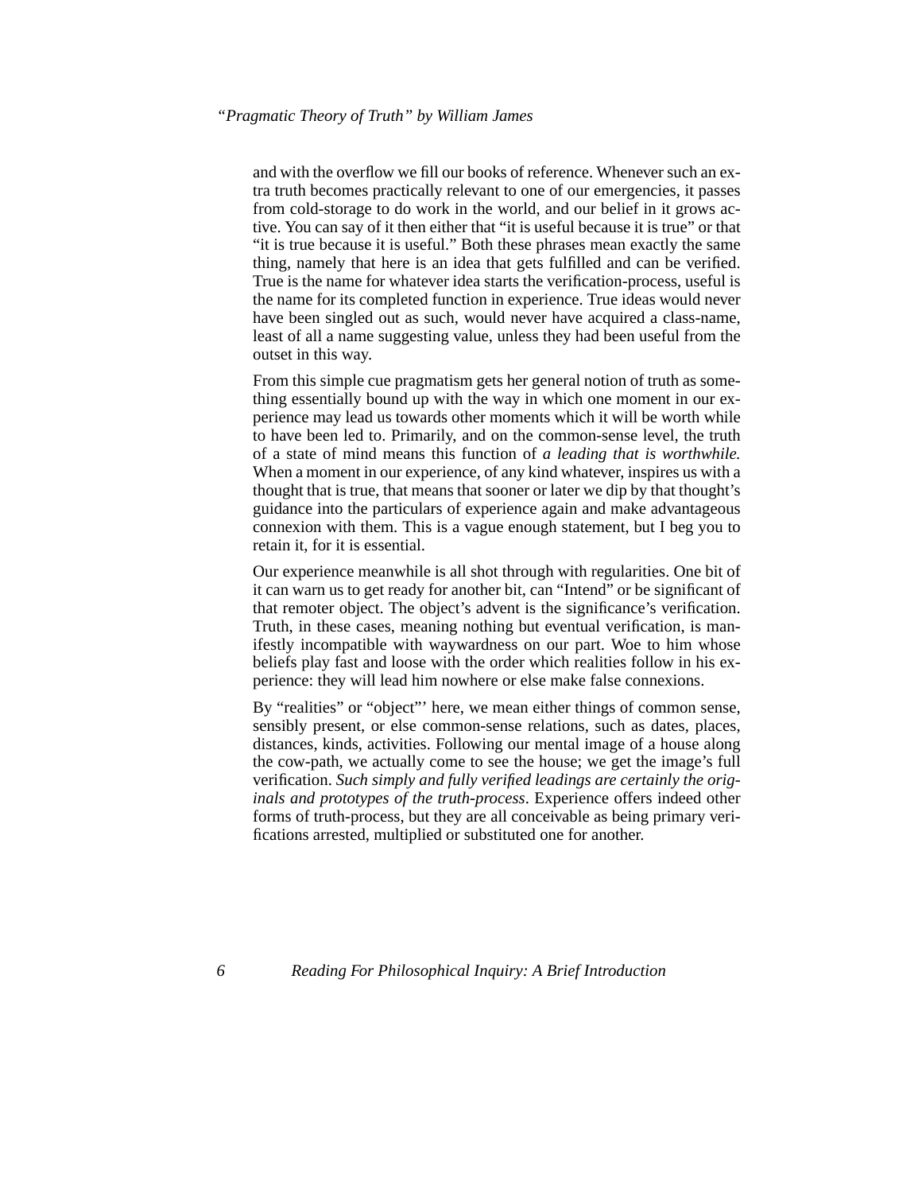and with the overflow we fill our books of reference. Whenever such an extra truth becomes practically relevant to one of our emergencies, it passes from cold-storage to do work in the world, and our belief in it grows active. You can say of it then either that "it is useful because it is true" or that "it is true because it is useful." Both these phrases mean exactly the same thing, namely that here is an idea that gets fulfilled and can be verified. True is the name for whatever idea starts the verification-process, useful is the name for its completed function in experience. True ideas would never have been singled out as such, would never have acquired a class-name, least of all a name suggesting value, unless they had been useful from the outset in this way.

From this simple cue pragmatism gets her general notion of truth as something essentially bound up with the way in which one moment in our experience may lead us towards other moments which it will be worth while to have been led to. Primarily, and on the common-sense level, the truth of a state of mind means this function of *a leading that is worthwhile.* When a moment in our experience, of any kind whatever, inspires us with a thought that is true, that means that sooner or later we dip by that thought's guidance into the particulars of experience again and make advantageous connexion with them. This is a vague enough statement, but I beg you to retain it, for it is essential.

Our experience meanwhile is all shot through with regularities. One bit of it can warn us to get ready for another bit, can "Intend" or be significant of that remoter object. The object's advent is the significance's verification. Truth, in these cases, meaning nothing but eventual verification, is manifestly incompatible with waywardness on our part. Woe to him whose beliefs play fast and loose with the order which realities follow in his experience: they will lead him nowhere or else make false connexions.

By "realities" or "object"' here, we mean either things of common sense, sensibly present, or else common-sense relations, such as dates, places, distances, kinds, activities. Following our mental image of a house along the cow-path, we actually come to see the house; we get the image's full verification. *Such simply and fully verified leadings are certainly the originals and prototypes of the truth-process*. Experience offers indeed other forms of truth-process, but they are all conceivable as being primary verifications arrested, multiplied or substituted one for another.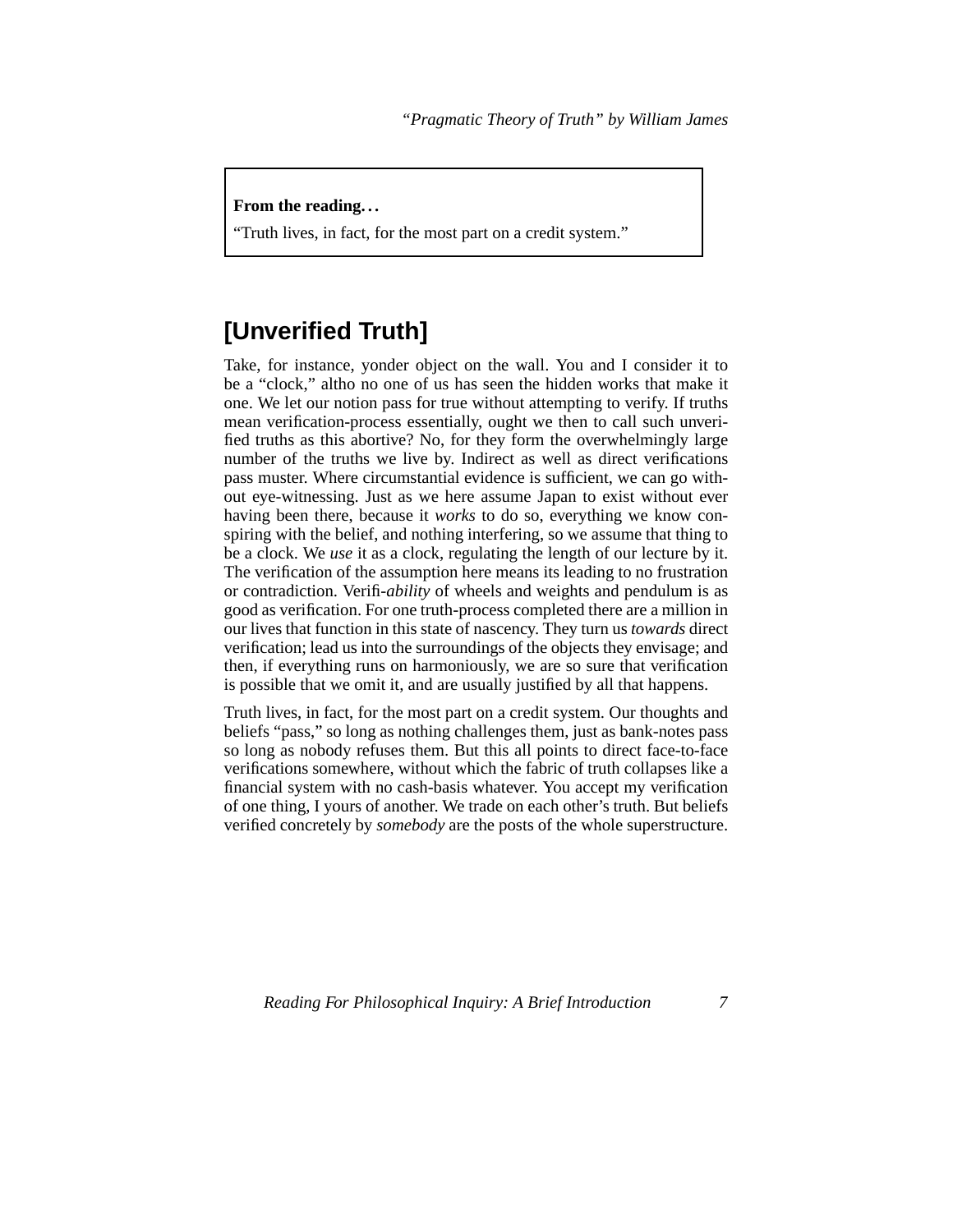> **From the reading...**
>
> "Truth lives, in fact, for the most part on a credit system."

## [Unverified Truth]

Take, for instance, yonder object on the wall. You and I consider it to be a "clock," altho no one of us has seen the hidden works that make it one. We let our notion pass for true without attempting to verify. If truths mean verification-process essentially, ought we then to call such unverified truths as this abortive? No, for they form the overwhelmingly large number of the truths we live by. Indirect as well as direct verifications pass muster. Where circumstantial evidence is sufficient, we can go without eye-witnessing. Just as we here assume Japan to exist without ever having been there, because it *works* to do so, everything we know conspiring with the belief, and nothing interfering, so we assume that thing to be a clock. We *use* it as a clock, regulating the length of our lecture by it. The verification of the assumption here means its leading to no frustration or contradiction. Verifi-*ability* of wheels and weights and pendulum is as good as verification. For one truth-process completed there are a million in our lives that function in this state of nascency. They turn us *towards* direct verification; lead us into the surroundings of the objects they envisage; and then, if everything runs on harmoniously, we are so sure that verification is possible that we omit it, and are usually justified by all that happens.

Truth lives, in fact, for the most part on a credit system. Our thoughts and beliefs "pass," so long as nothing challenges them, just as bank-notes pass so long as nobody refuses them. But this all points to direct face-to-face verifications somewhere, without which the fabric of truth collapses like a financial system with no cash-basis whatever. You accept my verification of one thing, I yours of another. We trade on each other's truth. But beliefs verified concretely by *somebody* are the posts of the whole superstructure.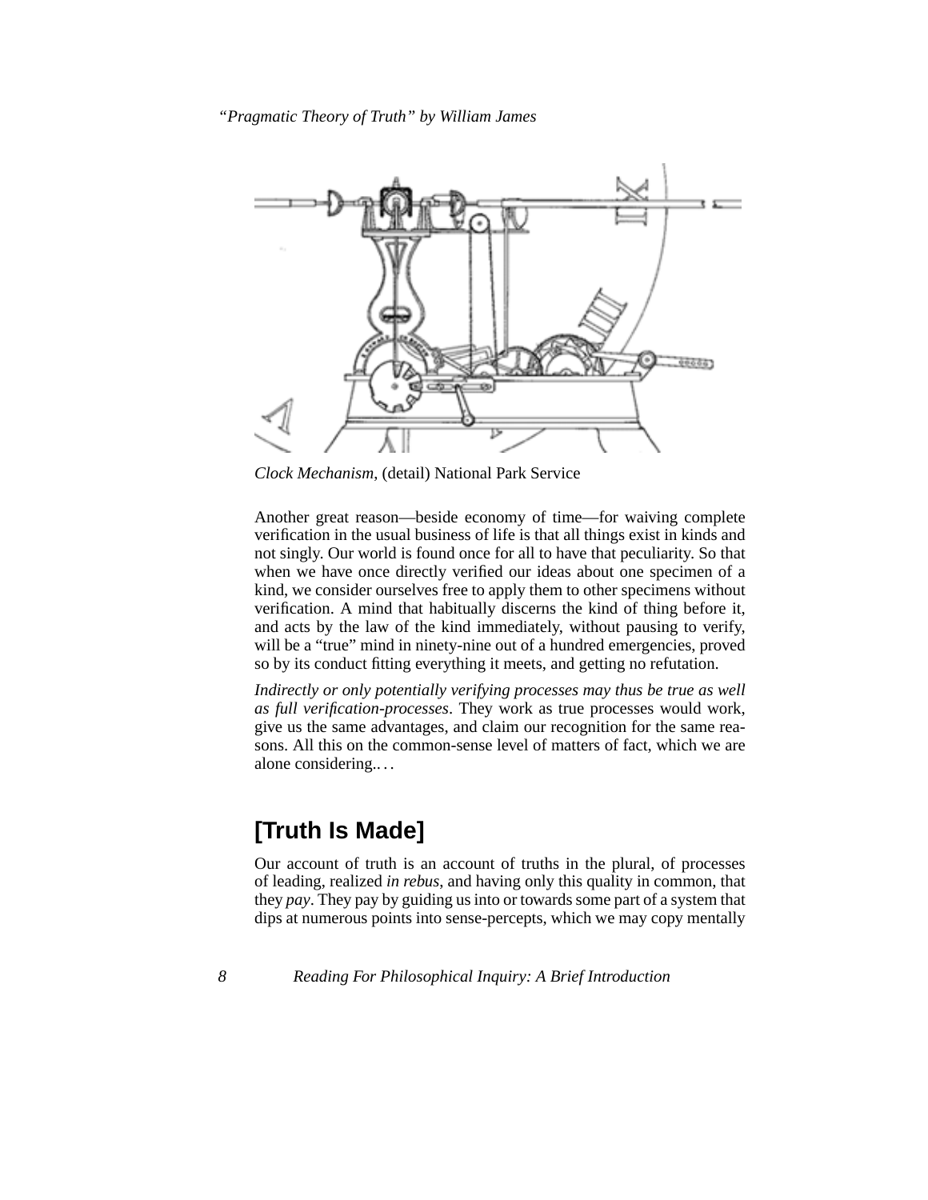*Clock Mechanism*, (detail) National Park Service

Another great reason—beside economy of time—for waiving complete verification in the usual business of life is that all things exist in kinds and not singly. Our world is found once for all to have that peculiarity. So that when we have once directly verified our ideas about one specimen of a kind, we consider ourselves free to apply them to other specimens without verification. A mind that habitually discerns the kind of thing before it, and acts by the law of the kind immediately, without pausing to verify, will be a "true" mind in ninety-nine out of a hundred emergencies, proved so by its conduct fitting everything it meets, and getting no refutation.

*Indirectly or only potentially verifying processes may thus be true as well as full verification-processes*. They work as true processes would work, give us the same advantages, and claim our recognition for the same reasons. All this on the common-sense level of matters of fact, which we are alone considering....

## [Truth Is Made]

Our account of truth is an account of truths in the plural, of processes of leading, realized *in rebus*, and having only this quality in common, that they *pay*. They pay by guiding us into or towards some part of a system that dips at numerous points into sense-percepts, which we may copy mentally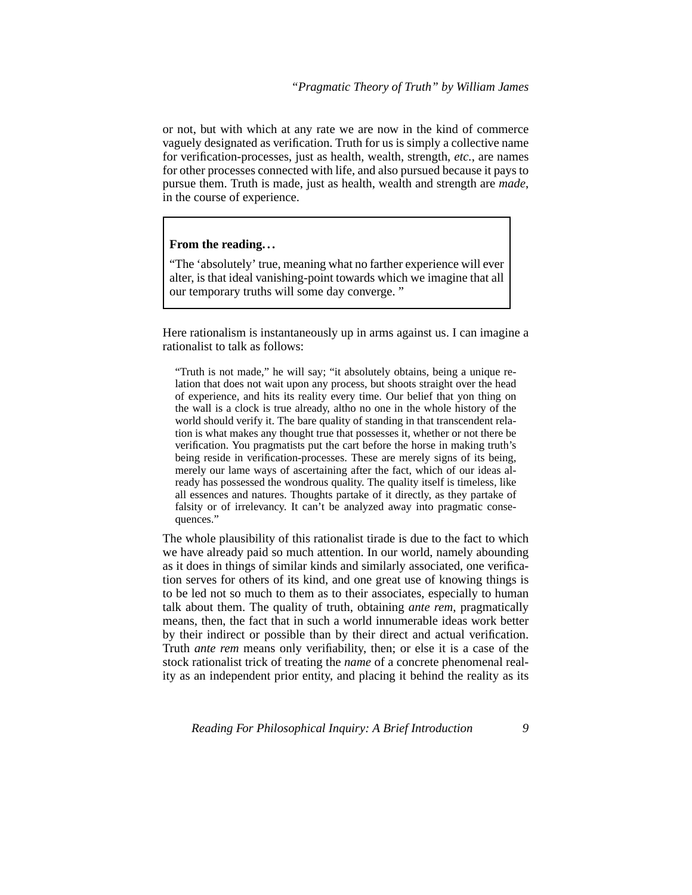or not, but with which at any rate we are now in the kind of commerce vaguely designated as verification. Truth for us is simply a collective name for verification-processes, just as health, wealth, strength, *etc.*, are names for other processes connected with life, and also pursued because it pays to pursue them. Truth is made, just as health, wealth and strength are *made*, in the course of experience.

> **From the reading. . .**
>
> "The 'absolutely' true, meaning what no farther experience will ever alter, is that ideal vanishing-point towards which we imagine that all our temporary truths will some day converge. "

Here rationalism is instantaneously up in arms against us. I can imagine a rationalist to talk as follows:

> "Truth is not made," he will say; "it absolutely obtains, being a unique relation that does not wait upon any process, but shoots straight over the head of experience, and hits its reality every time. Our belief that yon thing on the wall is a clock is true already, altho no one in the whole history of the world should verify it. The bare quality of standing in that transcendent relation is what makes any thought true that possesses it, whether or not there be verification. You pragmatists put the cart before the horse in making truth's being reside in verification-processes. These are merely signs of its being, merely our lame ways of ascertaining after the fact, which of our ideas already has possessed the wondrous quality. The quality itself is timeless, like all essences and natures. Thoughts partake of it directly, as they partake of falsity or of irrelevancy. It can't be analyzed away into pragmatic consequences."

The whole plausibility of this rationalist tirade is due to the fact to which we have already paid so much attention. In our world, namely abounding as it does in things of similar kinds and similarly associated, one verification serves for others of its kind, and one great use of knowing things is to be led not so much to them as to their associates, especially to human talk about them. The quality of truth, obtaining *ante rem*, pragmatically means, then, the fact that in such a world innumerable ideas work better by their indirect or possible than by their direct and actual verification. Truth *ante rem* means only verifiability, then; or else it is a case of the stock rationalist trick of treating the *name* of a concrete phenomenal reality as an independent prior entity, and placing it behind the reality as its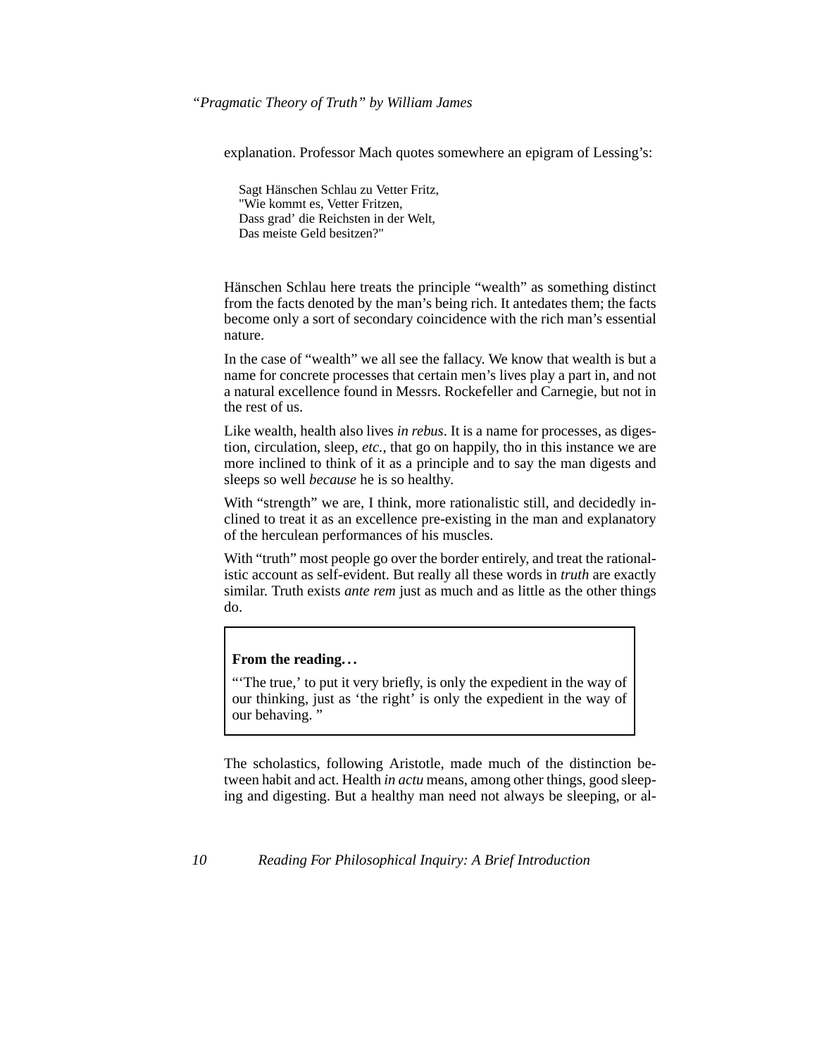explanation. Professor Mach quotes somewhere an epigram of Lessing's:

> Sagt Hänschen Schlau zu Vetter Fritz,
> "Wie kommt es, Vetter Fritzen,
> Dass grad' die Reichsten in der Welt,
> Das meiste Geld besitzen?"

Hänschen Schlau here treats the principle "wealth" as something distinct from the facts denoted by the man's being rich. It antedates them; the facts become only a sort of secondary coincidence with the rich man's essential nature.

In the case of "wealth" we all see the fallacy. We know that wealth is but a name for concrete processes that certain men's lives play a part in, and not a natural excellence found in Messrs. Rockefeller and Carnegie, but not in the rest of us.

Like wealth, health also lives *in rebus*. It is a name for processes, as digestion, circulation, sleep, *etc.*, that go on happily, tho in this instance we are more inclined to think of it as a principle and to say the man digests and sleeps so well *because* he is so healthy.

With "strength" we are, I think, more rationalistic still, and decidedly inclined to treat it as an excellence pre-existing in the man and explanatory of the herculean performances of his muscles.

With "truth" most people go over the border entirely, and treat the rationalistic account as self-evident. But really all these words in *truth* are exactly similar. Truth exists *ante rem* just as much and as little as the other things do.

> **From the reading…**
>
> "'The true,' to put it very briefly, is only the expedient in the way of our thinking, just as 'the right' is only the expedient in the way of our behaving. "

The scholastics, following Aristotle, made much of the distinction between habit and act. Health *in actu* means, among other things, good sleeping and digesting. But a healthy man need not always be sleeping, or al-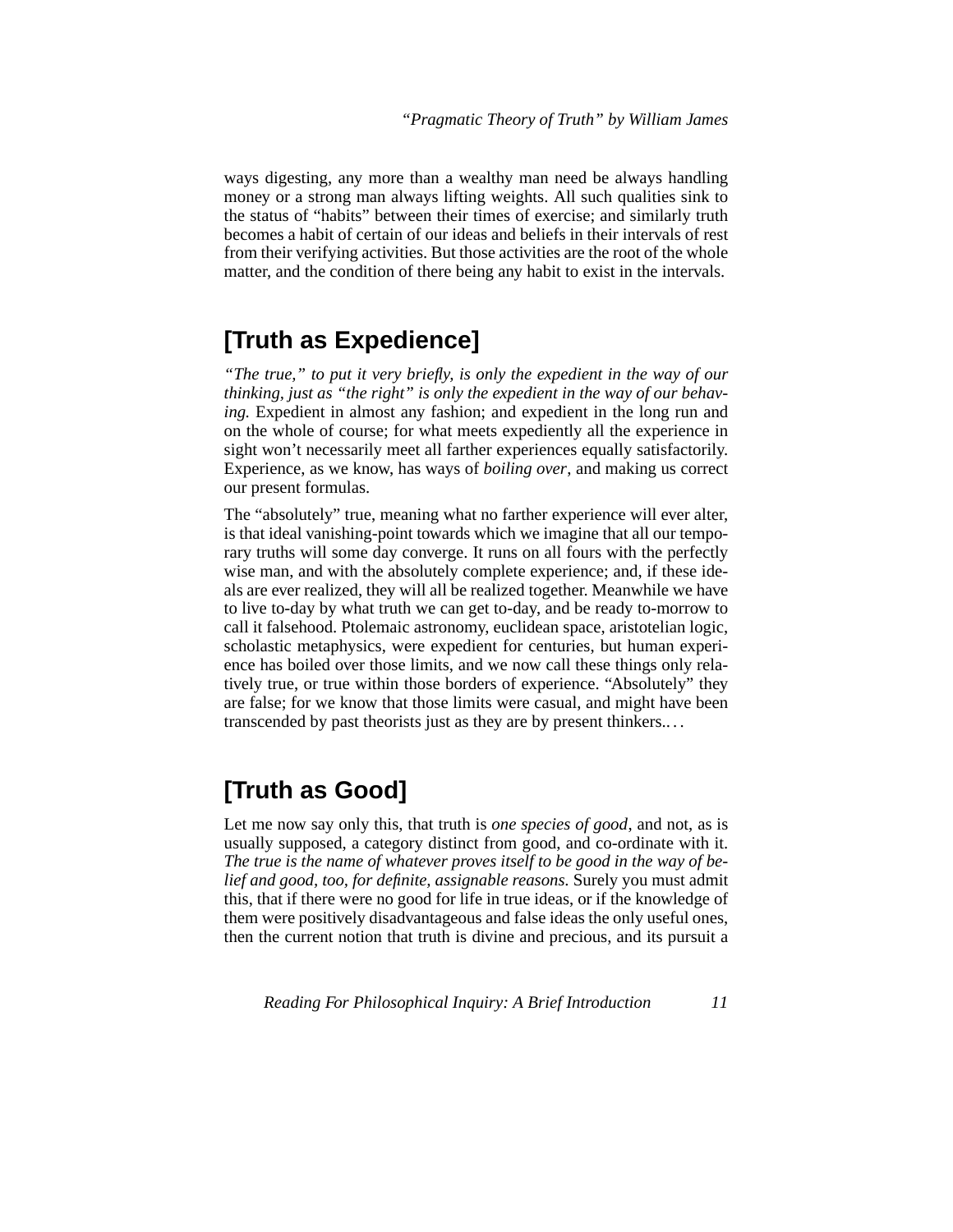ways digesting, any more than a wealthy man need be always handling money or a strong man always lifting weights. All such qualities sink to the status of "habits" between their times of exercise; and similarly truth becomes a habit of certain of our ideas and beliefs in their intervals of rest from their verifying activities. But those activities are the root of the whole matter, and the condition of there being any habit to exist in the intervals.

## [Truth as Expedience]

*"The true," to put it very briefly, is only the expedient in the way of our thinking, just as "the right" is only the expedient in the way of our behaving.* Expedient in almost any fashion; and expedient in the long run and on the whole of course; for what meets expediently all the experience in sight won't necessarily meet all farther experiences equally satisfactorily. Experience, as we know, has ways of *boiling over*, and making us correct our present formulas.

The "absolutely" true, meaning what no farther experience will ever alter, is that ideal vanishing-point towards which we imagine that all our temporary truths will some day converge. It runs on all fours with the perfectly wise man, and with the absolutely complete experience; and, if these ideals are ever realized, they will all be realized together. Meanwhile we have to live to-day by what truth we can get to-day, and be ready to-morrow to call it falsehood. Ptolemaic astronomy, euclidean space, aristotelian logic, scholastic metaphysics, were expedient for centuries, but human experience has boiled over those limits, and we now call these things only relatively true, or true within those borders of experience. "Absolutely" they are false; for we know that those limits were casual, and might have been transcended by past theorists just as they are by present thinkers. . . .

## [Truth as Good]

Let me now say only this, that truth is *one species of good*, and not, as is usually supposed, a category distinct from good, and co-ordinate with it. *The true is the name of whatever proves itself to be good in the way of belief and good, too, for definite, assignable reasons.* Surely you must admit this, that if there were no good for life in true ideas, or if the knowledge of them were positively disadvantageous and false ideas the only useful ones, then the current notion that truth is divine and precious, and its pursuit a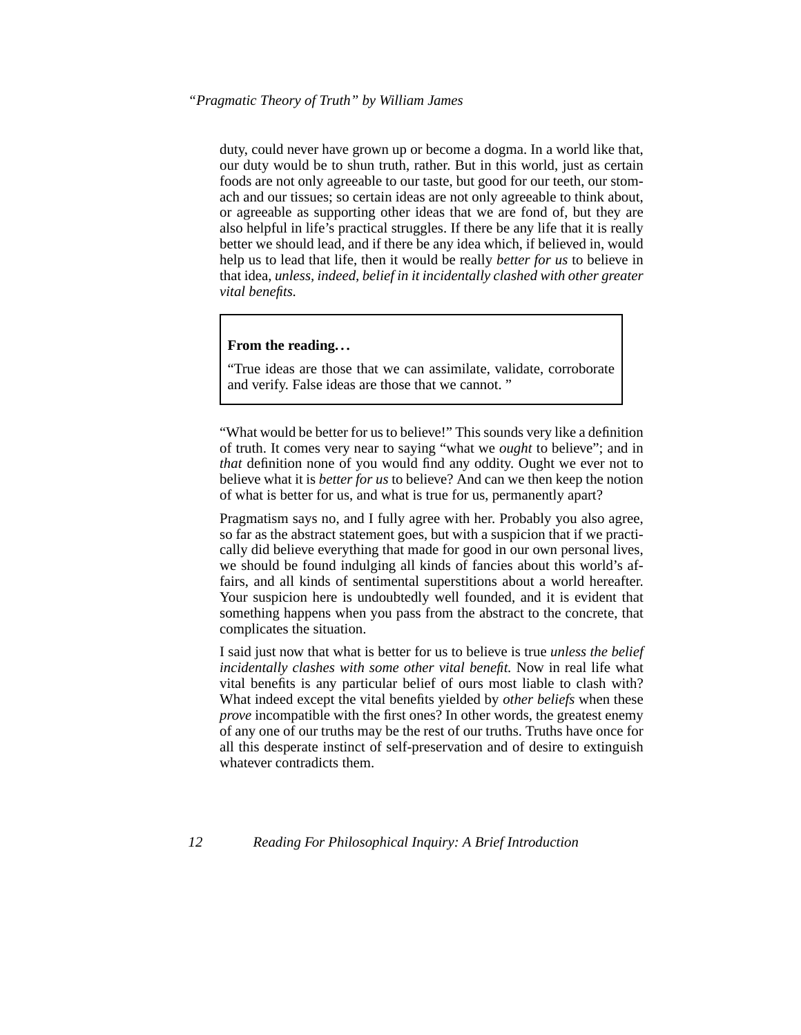duty, could never have grown up or become a dogma. In a world like that, our duty would be to shun truth, rather. But in this world, just as certain foods are not only agreeable to our taste, but good for our teeth, our stomach and our tissues; so certain ideas are not only agreeable to think about, or agreeable as supporting other ideas that we are fond of, but they are also helpful in life's practical struggles. If there be any life that it is really better we should lead, and if there be any idea which, if believed in, would help us to lead that life, then it would be really *better for us* to believe in that idea, *unless, indeed, belief in it incidentally clashed with other greater vital benefits.*

> **From the reading...**
>
> "True ideas are those that we can assimilate, validate, corroborate and verify. False ideas are those that we cannot. "

"What would be better for us to believe!" This sounds very like a definition of truth. It comes very near to saying "what we *ought* to believe"; and in *that* definition none of you would find any oddity. Ought we ever not to believe what it is *better for us* to believe? And can we then keep the notion of what is better for us, and what is true for us, permanently apart?

Pragmatism says no, and I fully agree with her. Probably you also agree, so far as the abstract statement goes, but with a suspicion that if we practically did believe everything that made for good in our own personal lives, we should be found indulging all kinds of fancies about this world's affairs, and all kinds of sentimental superstitions about a world hereafter. Your suspicion here is undoubtedly well founded, and it is evident that something happens when you pass from the abstract to the concrete, that complicates the situation.

I said just now that what is better for us to believe is true *unless the belief incidentally clashes with some other vital benefit.* Now in real life what vital benefits is any particular belief of ours most liable to clash with? What indeed except the vital benefits yielded by *other beliefs* when these *prove* incompatible with the first ones? In other words, the greatest enemy of any one of our truths may be the rest of our truths. Truths have once for all this desperate instinct of self-preservation and of desire to extinguish whatever contradicts them.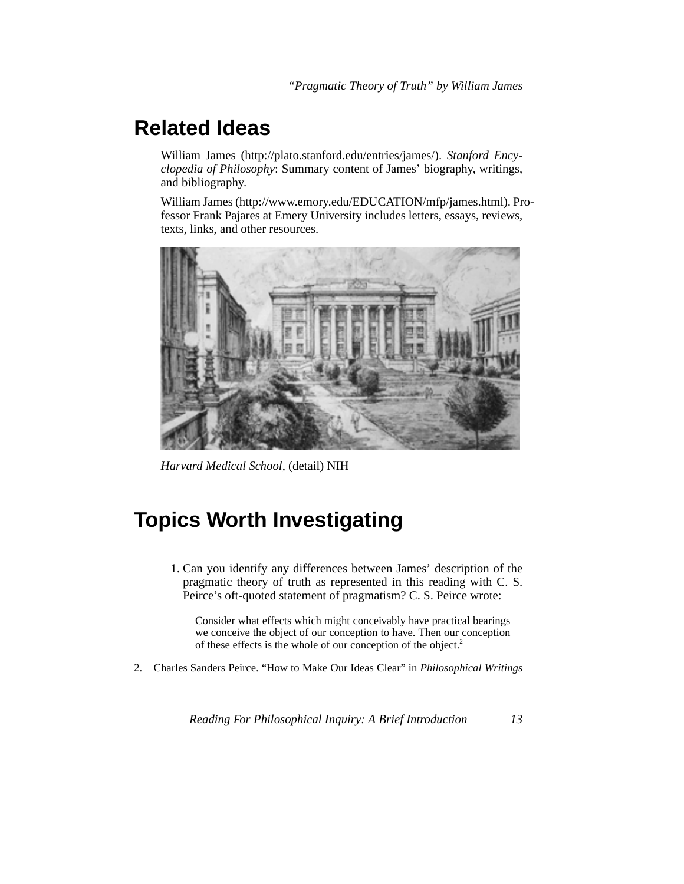## Related Ideas

William James (http://plato.stanford.edu/entries/james/). *Stanford Encyclopedia of Philosophy*: Summary content of James' biography, writings, and bibliography.

William James (http://www.emory.edu/EDUCATION/mfp/james.html). Professor Frank Pajares at Emery University includes letters, essays, reviews, texts, links, and other resources.

*Harvard Medical School*, (detail) NIH

## Topics Worth Investigating

1. Can you identify any differences between James' description of the pragmatic theory of truth as represented in this reading with C. S. Peirce's oft-quoted statement of pragmatism? C. S. Peirce wrote:

   > Consider what effects which might conceivably have practical bearings we conceive the object of our conception to have. Then our conception of these effects is the whole of our conception of the object.[2]

---

2. Charles Sanders Peirce. "How to Make Our Ideas Clear" in *Philosophical Writings*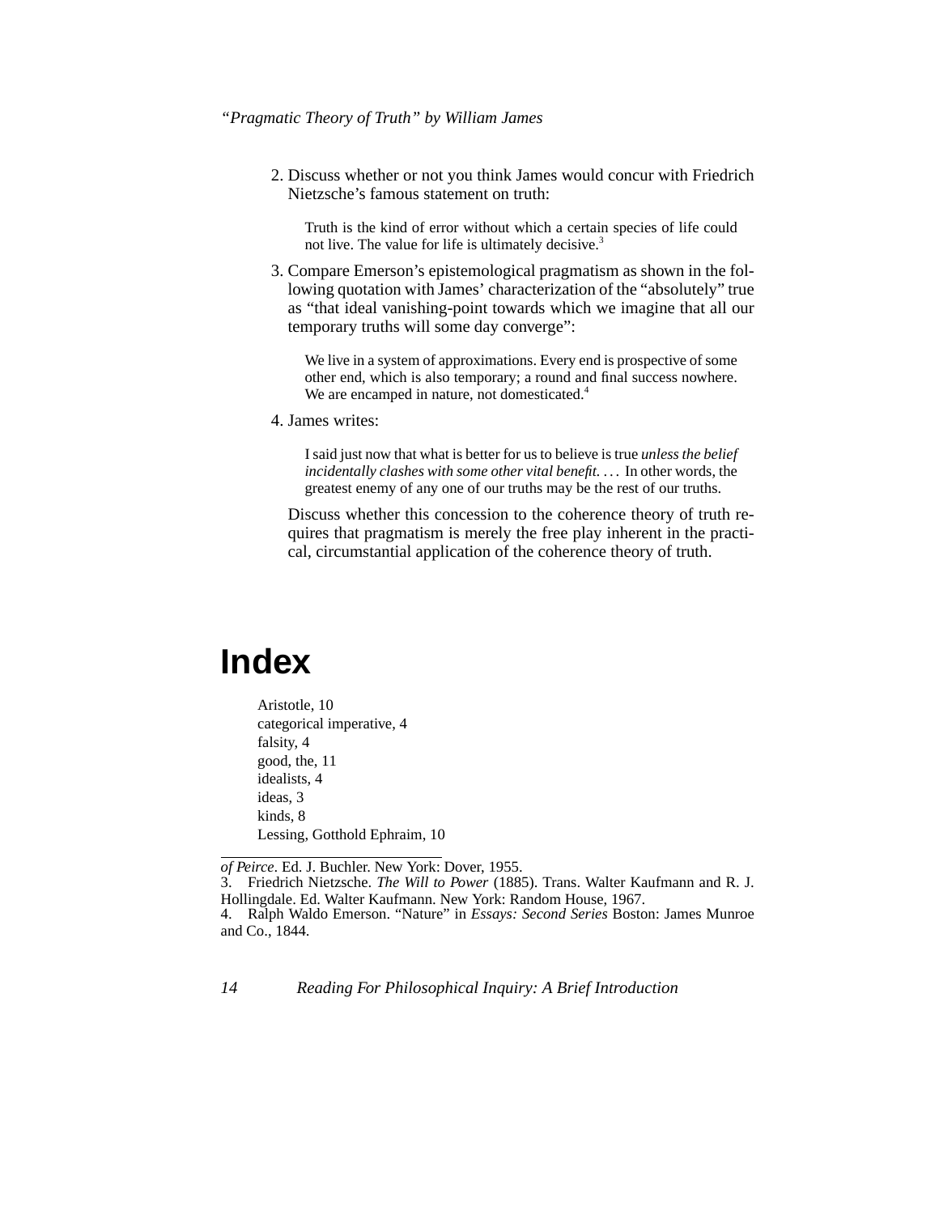2. Discuss whether or not you think James would concur with Friedrich Nietzsche's famous statement on truth:

   > Truth is the kind of error without which a certain species of life could not live. The value for life is ultimately decisive.[3]

3. Compare Emerson's epistemological pragmatism as shown in the following quotation with James' characterization of the "absolutely" true as "that ideal vanishing-point towards which we imagine that all our temporary truths will some day converge":

   > We live in a system of approximations. Every end is prospective of some other end, which is also temporary; a round and final success nowhere. We are encamped in nature, not domesticated.[4]

4. James writes:

   > I said just now that what is better for us to believe is true *unless the belief incidentally clashes with some other vital benefit.* . . . In other words, the greatest enemy of any one of our truths may be the rest of our truths.

   Discuss whether this concession to the coherence theory of truth requires that pragmatism is merely the free play inherent in the practical, circumstantial application of the coherence theory of truth.

# Index

Aristotle, 10
categorical imperative, 4
falsity, 4
good, the, 11
idealists, 4
ideas, 3
kinds, 8
Lessing, Gotthold Ephraim, 10

---

*of Peirce*. Ed. J. Buchler. New York: Dover, 1955.

3. Friedrich Nietzsche. *The Will to Power* (1885). Trans. Walter Kaufmann and R. J. Hollingdale. Ed. Walter Kaufmann. New York: Random House, 1967.

4. Ralph Waldo Emerson. "Nature" in *Essays: Second Series* Boston: James Munroe and Co., 1844.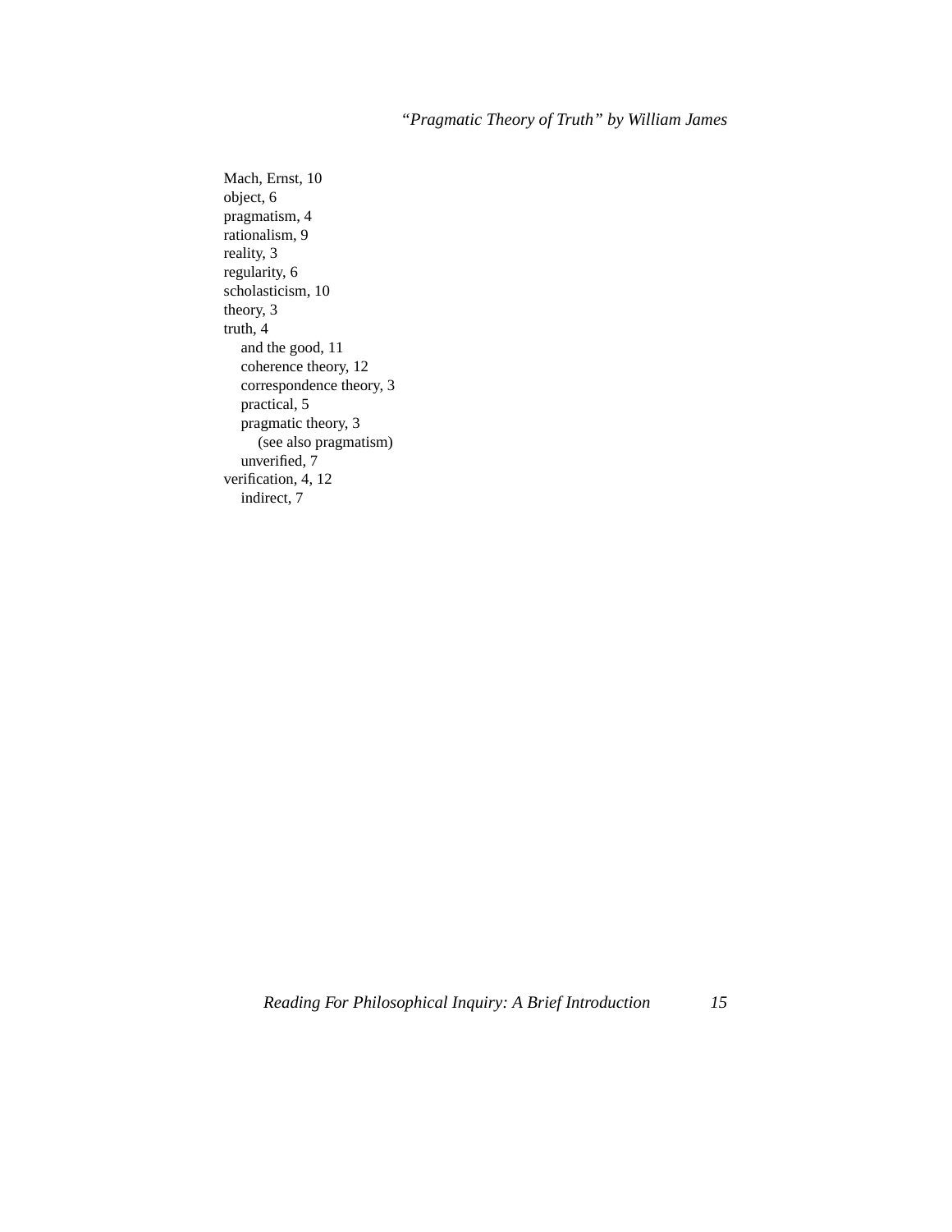Mach, Ernst, 10
object, 6
pragmatism, 4
rationalism, 9
reality, 3
regularity, 6
scholasticism, 10
theory, 3
truth, 4
    and the good, 11
    coherence theory, 12
    correspondence theory, 3
    practical, 5
    pragmatic theory, 3
        (see also pragmatism)
    unverified, 7
verification, 4, 12
    indirect, 7